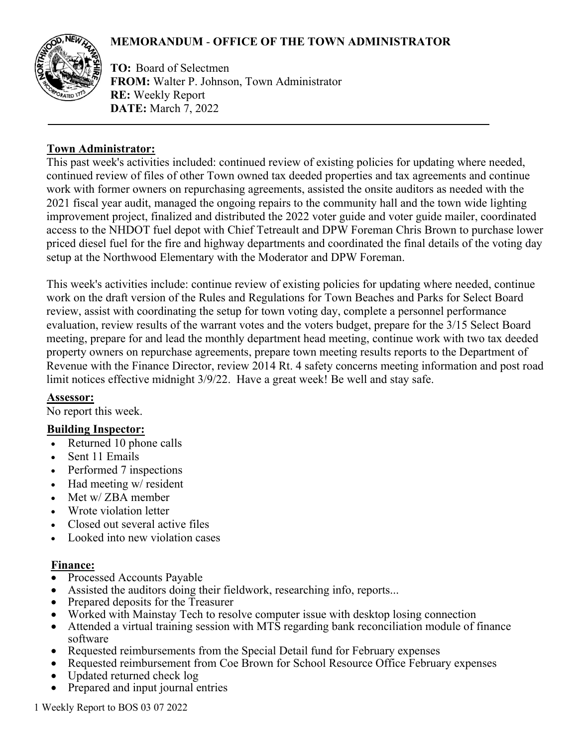# MEMORANDUM - OFFICE OF THE TOWN ADMINISTRATOR

**TO:** Board of Selectmen
**FROM:** Walter P. Johnson, Town Administrator
**RE:** Weekly Report
**DATE:** March 7, 2022

---

## Town Administrator:

This past week's activities included: continued review of existing policies for updating where needed, continued review of files of other Town owned tax deeded properties and tax agreements and continue work with former owners on repurchasing agreements, assisted the onsite auditors as needed with the 2021 fiscal year audit, managed the ongoing repairs to the community hall and the town wide lighting improvement project, finalized and distributed the 2022 voter guide and voter guide mailer, coordinated access to the NHDOT fuel depot with Chief Tetreault and DPW Foreman Chris Brown to purchase lower priced diesel fuel for the fire and highway departments and coordinated the final details of the voting day setup at the Northwood Elementary with the Moderator and DPW Foreman.

This week's activities include: continue review of existing policies for updating where needed, continue work on the draft version of the Rules and Regulations for Town Beaches and Parks for Select Board review, assist with coordinating the setup for town voting day, complete a personnel performance evaluation, review results of the warrant votes and the voters budget, prepare for the 3/15 Select Board meeting, prepare for and lead the monthly department head meeting, continue work with two tax deeded property owners on repurchase agreements, prepare town meeting results reports to the Department of Revenue with the Finance Director, review 2014 Rt. 4 safety concerns meeting information and post road limit notices effective midnight 3/9/22. Have a great week! Be well and stay safe.

## Assessor:

No report this week.

## Building Inspector:

- Returned 10 phone calls
- Sent 11 Emails
- Performed 7 inspections
- Had meeting w/ resident
- Met w/ ZBA member
- Wrote violation letter
- Closed out several active files
- Looked into new violation cases

## Finance:

- Processed Accounts Payable
- Assisted the auditors doing their fieldwork, researching info, reports...
- Prepared deposits for the Treasurer
- Worked with Mainstay Tech to resolve computer issue with desktop losing connection
- Attended a virtual training session with MTS regarding bank reconciliation module of finance software
- Requested reimbursements from the Special Detail fund for February expenses
- Requested reimbursement from Coe Brown for School Resource Office February expenses
- Updated returned check log
- Prepared and input journal entries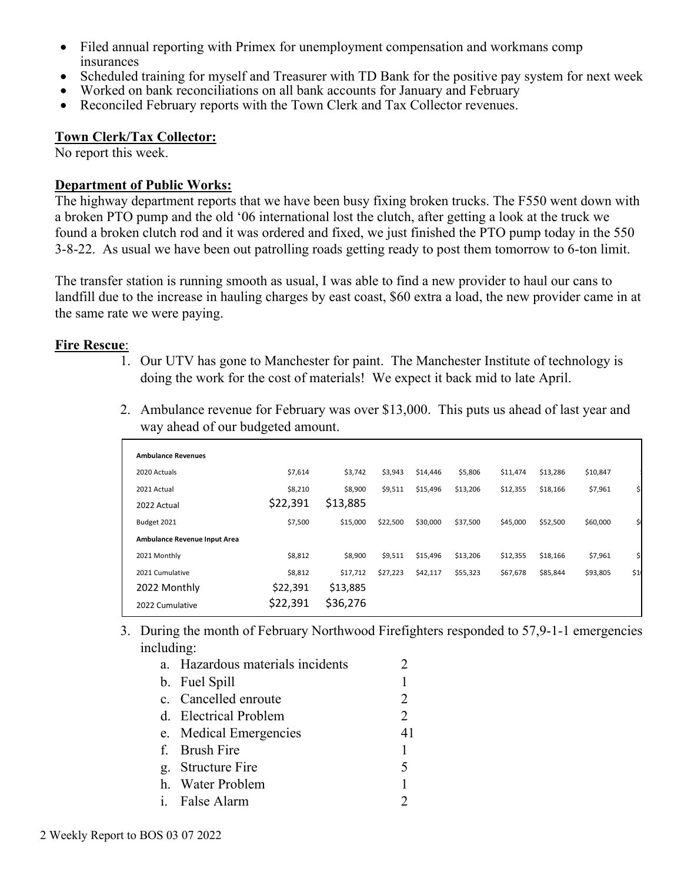- Filed annual reporting with Primex for unemployment compensation and workmans comp insurances
- Scheduled training for myself and Treasurer with TD Bank for the positive pay system for next week
- Worked on bank reconciliations on all bank accounts for January and February
- Reconciled February reports with the Town Clerk and Tax Collector revenues.

## Town Clerk/Tax Collector:

No report this week.

## Department of Public Works:

The highway department reports that we have been busy fixing broken trucks. The F550 went down with a broken PTO pump and the old '06 international lost the clutch, after getting a look at the truck we found a broken clutch rod and it was ordered and fixed, we just finished the PTO pump today in the 550 3-8-22. As usual we have been out patrolling roads getting ready to post them tomorrow to 6-ton limit.

The transfer station is running smooth as usual, I was able to find a new provider to haul our cans to landfill due to the increase in hauling charges by east coast, $60 extra a load, the new provider came in at the same rate we were paying.

## Fire Rescue:

1. Our UTV has gone to Manchester for paint. The Manchester Institute of technology is doing the work for the cost of materials! We expect it back mid to late April.

2. Ambulance revenue for February was over $13,000. This puts us ahead of last year and way ahead of our budgeted amount.

| **Ambulance Revenues** | | | | | | | | | |
|---|---|---|---|---|---|---|---|---|---|
| 2020 Actuals | $7,614 | $3,742 | $3,943 | $14,446 | $5,806 | $11,474 | $13,286 | $10,847 | |
| 2021 Actual | $8,210 | $8,900 | $9,511 | $15,496 | $13,206 | $12,355 | $18,166 | $7,961 | $ |
| 2022 Actual | $22,391 | $13,885 | | | | | | | |
| Budget 2021 | $7,500 | $15,000 | $22,500 | $30,000 | $37,500 | $45,000 | $52,500 | $60,000 | $ |
| **Ambulance Revenue Input Area** | | | | | | | | | |
| 2021 Monthly | $8,812 | $8,900 | $9,511 | $15,496 | $13,206 | $12,355 | $18,166 | $7,961 | $ |
| 2021 Cumulative | $8,812 | $17,712 | $27,223 | $42,117 | $55,323 | $67,678 | $85,844 | $93,805 | $1 |
| 2022 Monthly | $22,391 | $13,885 | | | | | | | |
| 2022 Cumulative | $22,391 | $36,276 | | | | | | | |

3. During the month of February Northwood Firefighters responded to 57,9-1-1 emergencies including:
   a. Hazardous materials incidents 2
   b. Fuel Spill 1
   c. Cancelled enroute 2
   d. Electrical Problem 2
   e. Medical Emergencies 41
   f. Brush Fire 1
   g. Structure Fire 5
   h. Water Problem 1
   i. False Alarm 2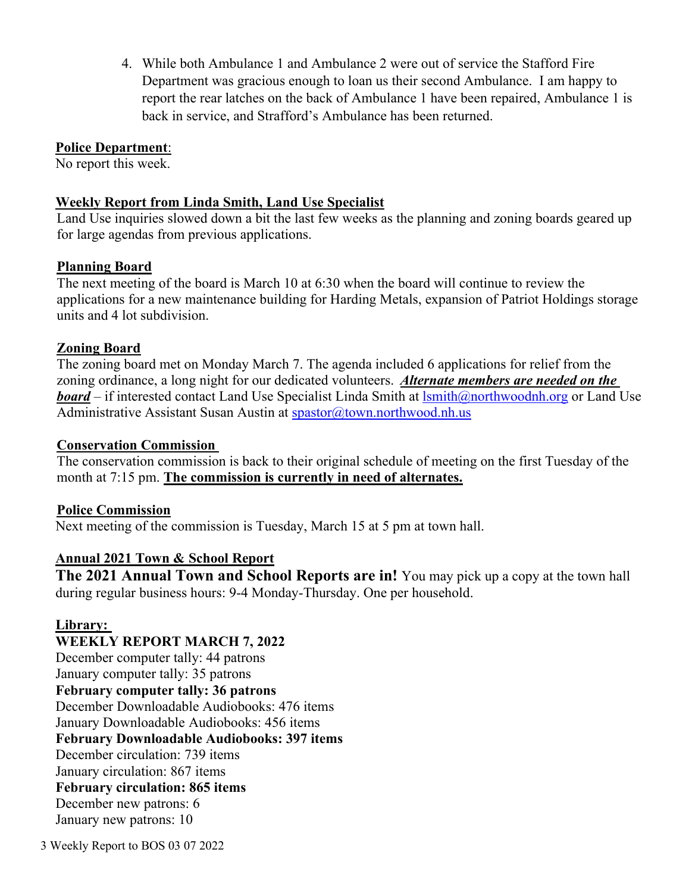4. While both Ambulance 1 and Ambulance 2 were out of service the Stafford Fire Department was gracious enough to loan us their second Ambulance. I am happy to report the rear latches on the back of Ambulance 1 have been repaired, Ambulance 1 is back in service, and Strafford's Ambulance has been returned.

**Police Department**:
No report this week.

**Weekly Report from Linda Smith, Land Use Specialist**
Land Use inquiries slowed down a bit the last few weeks as the planning and zoning boards geared up for large agendas from previous applications.

**Planning Board**
The next meeting of the board is March 10 at 6:30 when the board will continue to review the applications for a new maintenance building for Harding Metals, expansion of Patriot Holdings storage units and 4 lot subdivision.

**Zoning Board**
The zoning board met on Monday March 7. The agenda included 6 applications for relief from the zoning ordinance, a long night for our dedicated volunteers. ***Alternate members are needed on the board*** – if interested contact Land Use Specialist Linda Smith at [lsmith@northwoodnh.org](mailto:lsmith@northwoodnh.org) or Land Use Administrative Assistant Susan Austin at [spastor@town.northwood.nh.us](mailto:spastor@town.northwood.nh.us)

**Conservation Commission**
The conservation commission is back to their original schedule of meeting on the first Tuesday of the month at 7:15 pm. **The commission is currently in need of alternates.**

**Police Commission**
Next meeting of the commission is Tuesday, March 15 at 5 pm at town hall.

**Annual 2021 Town & School Report**
**The 2021 Annual Town and School Reports are in!** You may pick up a copy at the town hall during regular business hours: 9-4 Monday-Thursday. One per household.

**Library:**
**WEEKLY REPORT MARCH 7, 2022**
December computer tally: 44 patrons
January computer tally: 35 patrons
**February computer tally: 36 patrons**
December Downloadable Audiobooks: 476 items
January Downloadable Audiobooks: 456 items
**February Downloadable Audiobooks: 397 items**
December circulation: 739 items
January circulation: 867 items
**February circulation: 865 items**
December new patrons: 6
January new patrons: 10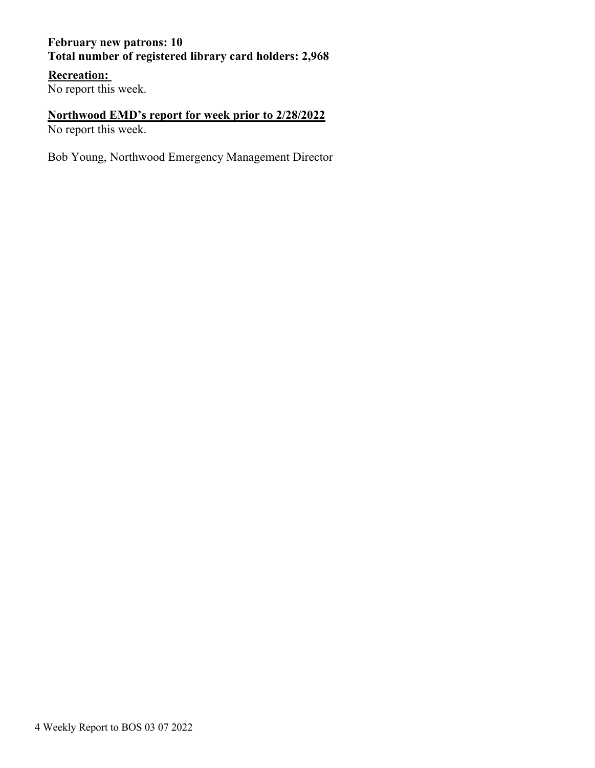**February new patrons: 10**
**Total number of registered library card holders: 2,968**

**Recreation:**

No report this week.

**Northwood EMD's report for week prior to 2/28/2022**

No report this week.

Bob Young, Northwood Emergency Management Director